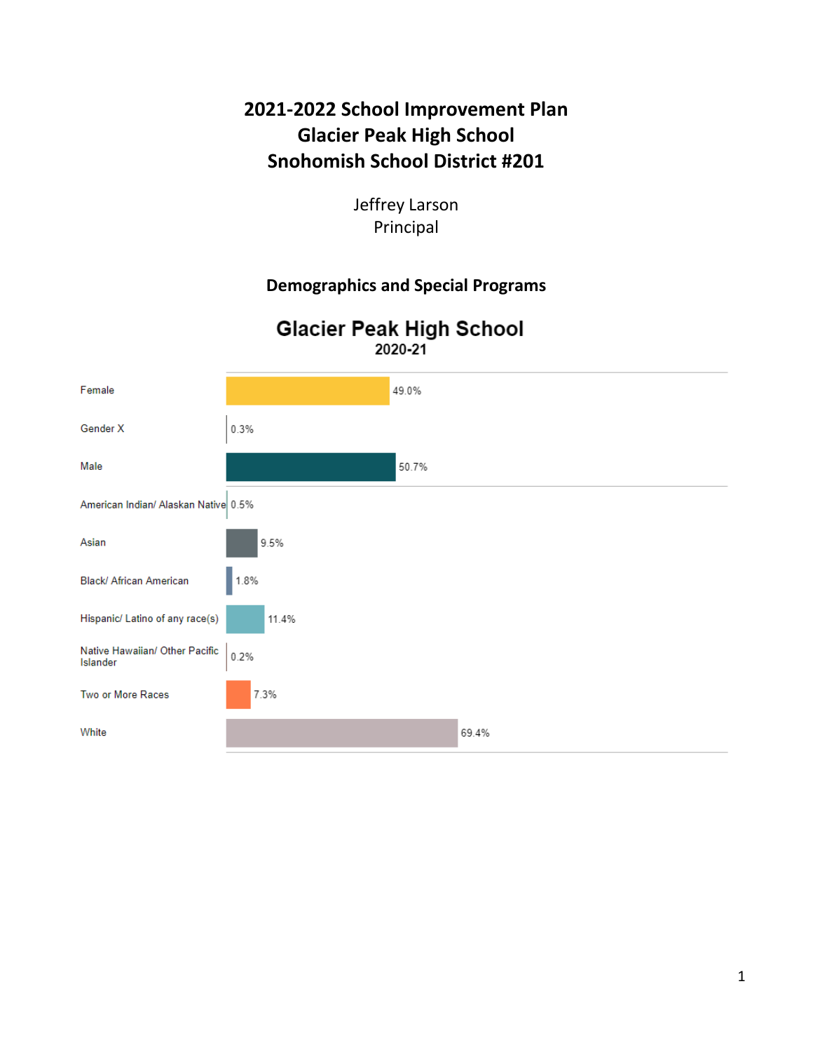# 2021-2022 School Improvement Plan
# Glacier Peak High School
# Snohomish School District #201

Jeffrey Larson
Principal

## Demographics and Special Programs

### Glacier Peak High School
2020-21

| Category | Percentage |
| --- | --- |
| Female | 49.0% |
| Gender X | 0.3% |
| Male | 50.7% |
| American Indian/ Alaskan Native | 0.5% |
| Asian | 9.5% |
| Black/ African American | 1.8% |
| Hispanic/ Latino of any race(s) | 11.4% |
| Native Hawaiian/ Other Pacific Islander | 0.2% |
| Two or More Races | 7.3% |
| White | 69.4% |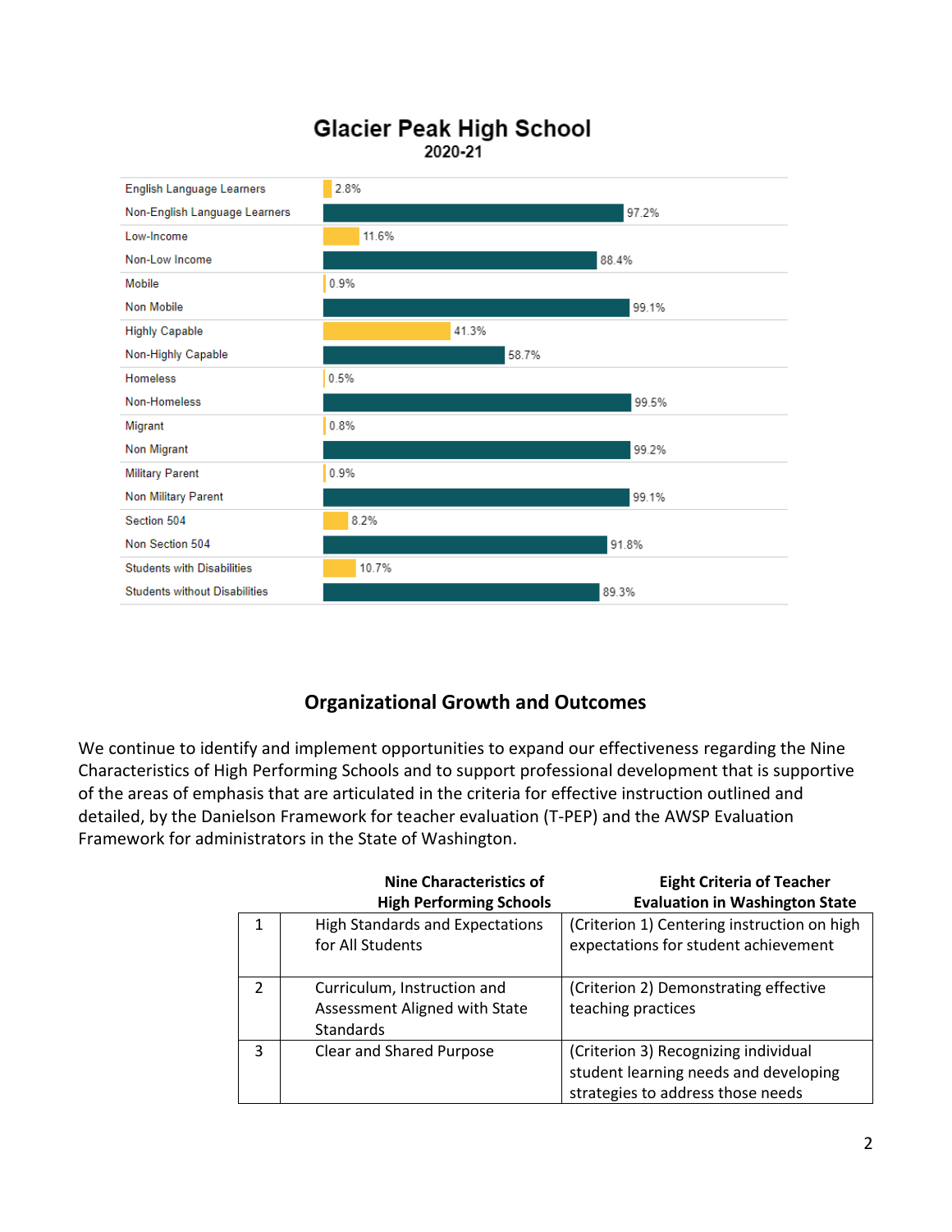## Glacier Peak High School
2020-21

| Group | Percentage |
|---|---|
| English Language Learners | 2.8% |
| Non-English Language Learners | 97.2% |
| Low-Income | 11.6% |
| Non-Low Income | 88.4% |
| Mobile | 0.9% |
| Non Mobile | 99.1% |
| Highly Capable | 41.3% |
| Non-Highly Capable | 58.7% |
| Homeless | 0.5% |
| Non-Homeless | 99.5% |
| Migrant | 0.8% |
| Non Migrant | 99.2% |
| Military Parent | 0.9% |
| Non Military Parent | 99.1% |
| Section 504 | 8.2% |
| Non Section 504 | 91.8% |
| Students with Disabilities | 10.7% |
| Students without Disabilities | 89.3% |

## Organizational Growth and Outcomes

We continue to identify and implement opportunities to expand our effectiveness regarding the Nine Characteristics of High Performing Schools and to support professional development that is supportive of the areas of emphasis that are articulated in the criteria for effective instruction outlined and detailed, by the Danielson Framework for teacher evaluation (T-PEP) and the AWSP Evaluation Framework for administrators in the State of Washington.

| | Nine Characteristics of High Performing Schools | Eight Criteria of Teacher Evaluation in Washington State |
|---|---|---|
| 1 | High Standards and Expectations for All Students | (Criterion 1) Centering instruction on high expectations for student achievement |
| 2 | Curriculum, Instruction and Assessment Aligned with State Standards | (Criterion 2) Demonstrating effective teaching practices |
| 3 | Clear and Shared Purpose | (Criterion 3) Recognizing individual student learning needs and developing strategies to address those needs |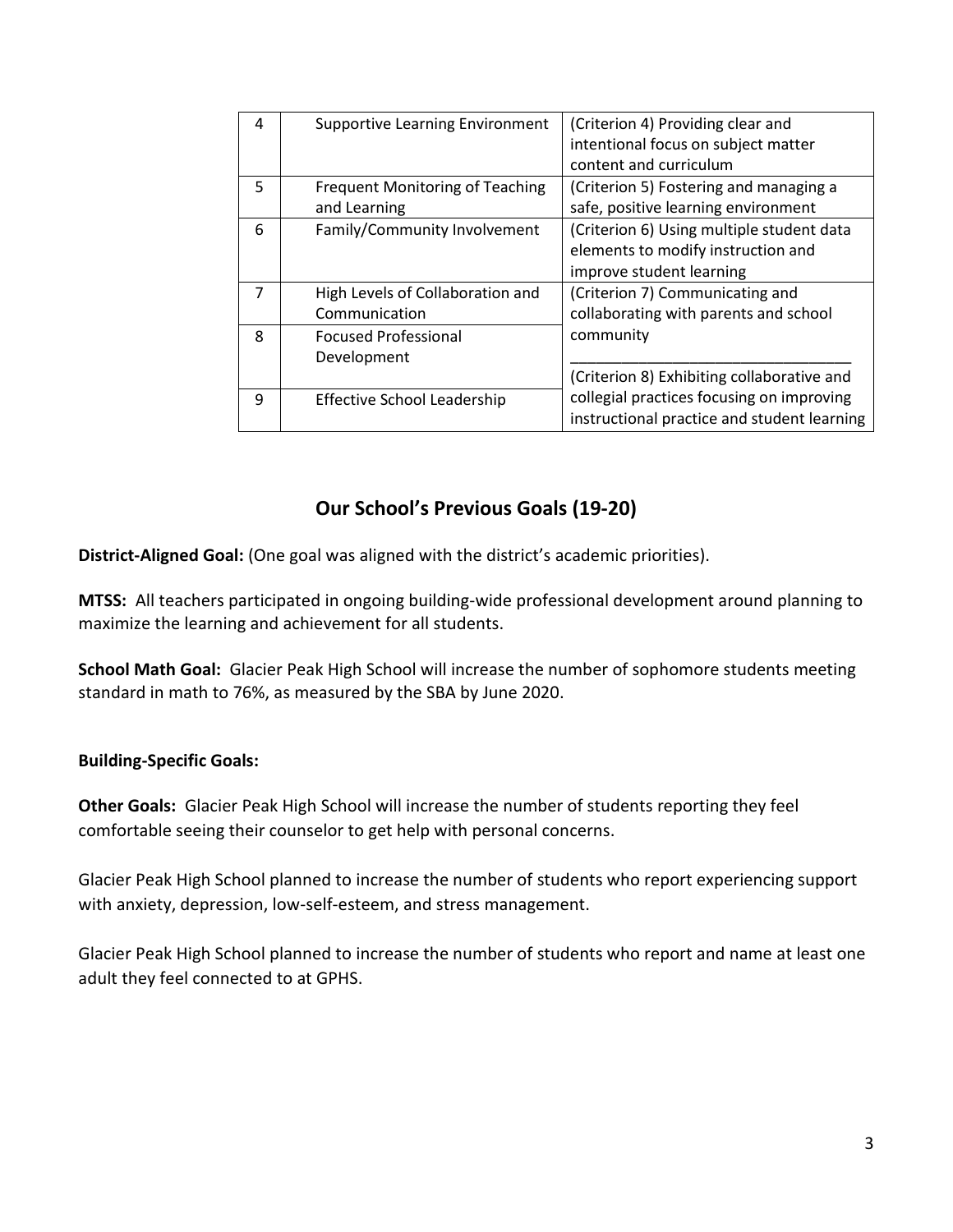| 4 | Supportive Learning Environment | (Criterion 4) Providing clear and intentional focus on subject matter content and curriculum |
|---|---|---|
| 5 | Frequent Monitoring of Teaching and Learning | (Criterion 5) Fostering and managing a safe, positive learning environment |
| 6 | Family/Community Involvement | (Criterion 6) Using multiple student data elements to modify instruction and improve student learning |
| 7 | High Levels of Collaboration and Communication | (Criterion 7) Communicating and collaborating with parents and school community<br>________________________________<br>(Criterion 8) Exhibiting collaborative and collegial practices focusing on improving instructional practice and student learning |
| 8 | Focused Professional Development | |
| 9 | Effective School Leadership | |

## Our School's Previous Goals (19-20)

**District-Aligned Goal:** (One goal was aligned with the district's academic priorities).

**MTSS:** All teachers participated in ongoing building-wide professional development around planning to maximize the learning and achievement for all students.

**School Math Goal:** Glacier Peak High School will increase the number of sophomore students meeting standard in math to 76%, as measured by the SBA by June 2020.

**Building-Specific Goals:**

**Other Goals:** Glacier Peak High School will increase the number of students reporting they feel comfortable seeing their counselor to get help with personal concerns.

Glacier Peak High School planned to increase the number of students who report experiencing support with anxiety, depression, low-self-esteem, and stress management.

Glacier Peak High School planned to increase the number of students who report and name at least one adult they feel connected to at GPHS.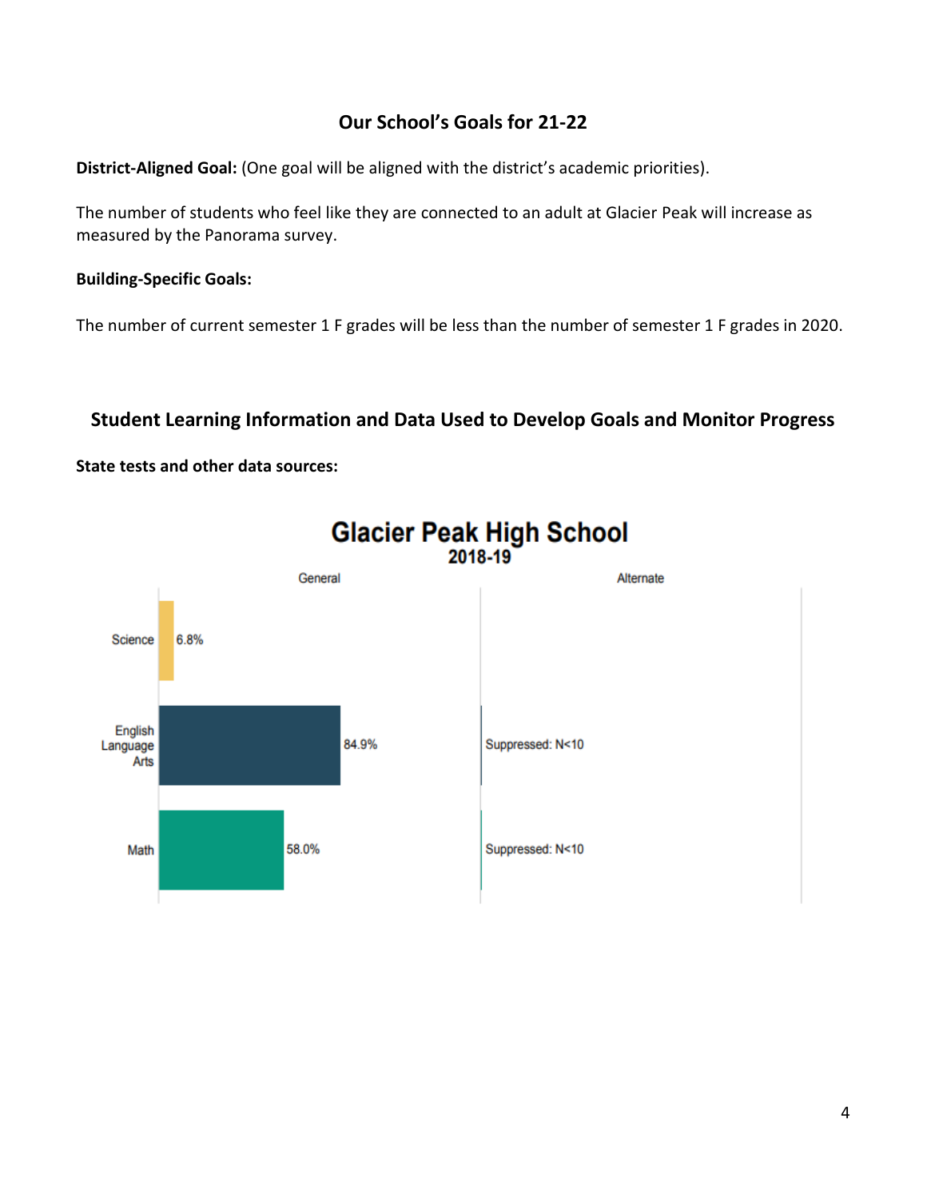## Our School's Goals for 21-22

**District-Aligned Goal:** (One goal will be aligned with the district's academic priorities).

The number of students who feel like they are connected to an adult at Glacier Peak will increase as measured by the Panorama survey.

**Building-Specific Goals:**

The number of current semester 1 F grades will be less than the number of semester 1 F grades in 2020.

## Student Learning Information and Data Used to Develop Goals and Monitor Progress

**State tests and other data sources:**

**Glacier Peak High School**
**2018-19**

| | General | Alternate |
|---|---|---|
| Science | 6.8% | |
| English Language Arts | 84.9% | Suppressed: N<10 |
| Math | 58.0% | Suppressed: N<10 |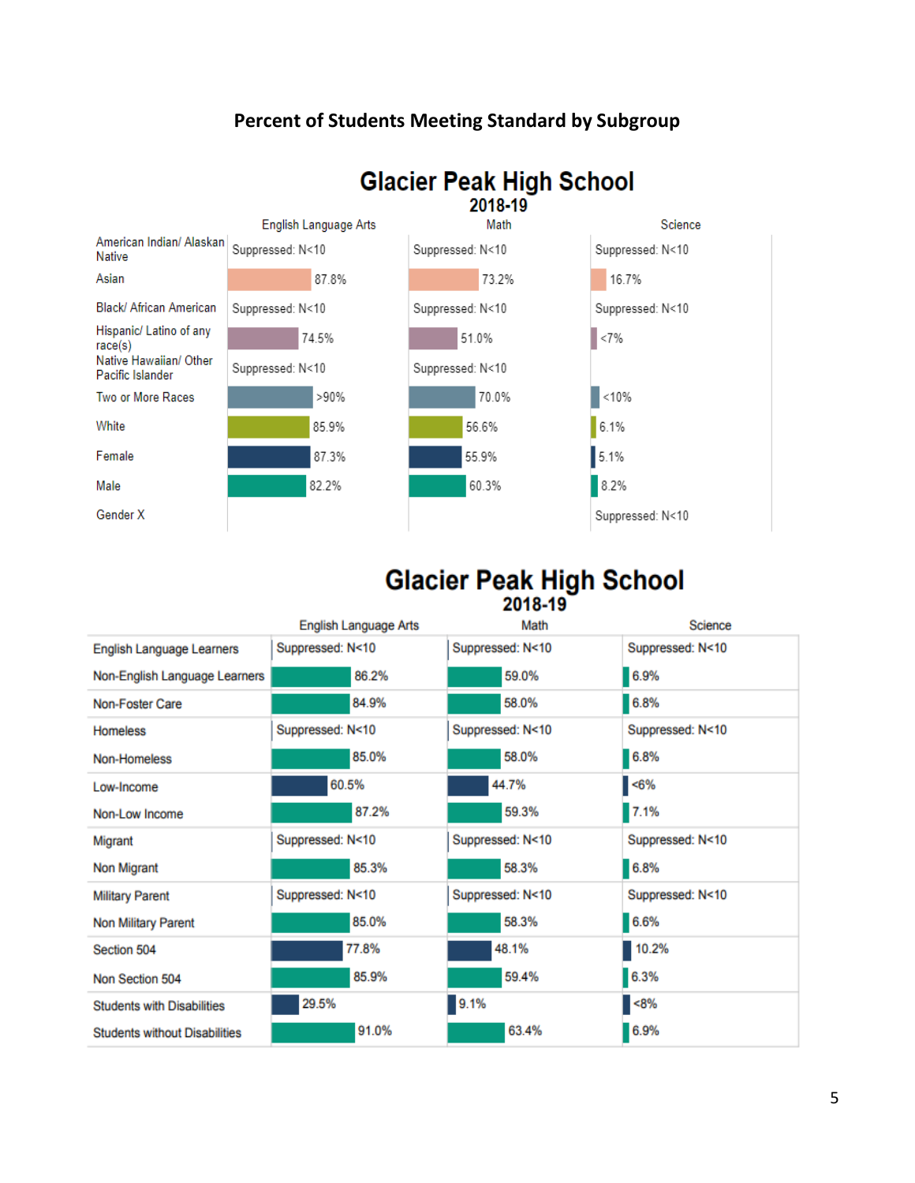# Percent of Students Meeting Standard by Subgroup

## Glacier Peak High School
### 2018-19

| | English Language Arts | Math | Science |
|---|---|---|---|
| American Indian/ Alaskan Native | Suppressed: N<10 | Suppressed: N<10 | Suppressed: N<10 |
| Asian | 87.8% | 73.2% | 16.7% |
| Black/ African American | Suppressed: N<10 | Suppressed: N<10 | Suppressed: N<10 |
| Hispanic/ Latino of any race(s) | 74.5% | 51.0% | <7% |
| Native Hawaiian/ Other Pacific Islander | Suppressed: N<10 | Suppressed: N<10 | |
| Two or More Races | >90% | 70.0% | <10% |
| White | 85.9% | 56.6% | 6.1% |
| Female | 87.3% | 55.9% | 5.1% |
| Male | 82.2% | 60.3% | 8.2% |
| Gender X | | | Suppressed: N<10 |

## Glacier Peak High School
### 2018-19

| | English Language Arts | Math | Science |
|---|---|---|---|
| English Language Learners | Suppressed: N<10 | Suppressed: N<10 | Suppressed: N<10 |
| Non-English Language Learners | 86.2% | 59.0% | 6.9% |
| Non-Foster Care | 84.9% | 58.0% | 6.8% |
| Homeless | Suppressed: N<10 | Suppressed: N<10 | Suppressed: N<10 |
| Non-Homeless | 85.0% | 58.0% | 6.8% |
| Low-Income | 60.5% | 44.7% | <6% |
| Non-Low Income | 87.2% | 59.3% | 7.1% |
| Migrant | Suppressed: N<10 | Suppressed: N<10 | Suppressed: N<10 |
| Non Migrant | 85.3% | 58.3% | 6.8% |
| Military Parent | Suppressed: N<10 | Suppressed: N<10 | Suppressed: N<10 |
| Non Military Parent | 85.0% | 58.3% | 6.6% |
| Section 504 | 77.8% | 48.1% | 10.2% |
| Non Section 504 | 85.9% | 59.4% | 6.3% |
| Students with Disabilities | 29.5% | 9.1% | <8% |
| Students without Disabilities | 91.0% | 63.4% | 6.9% |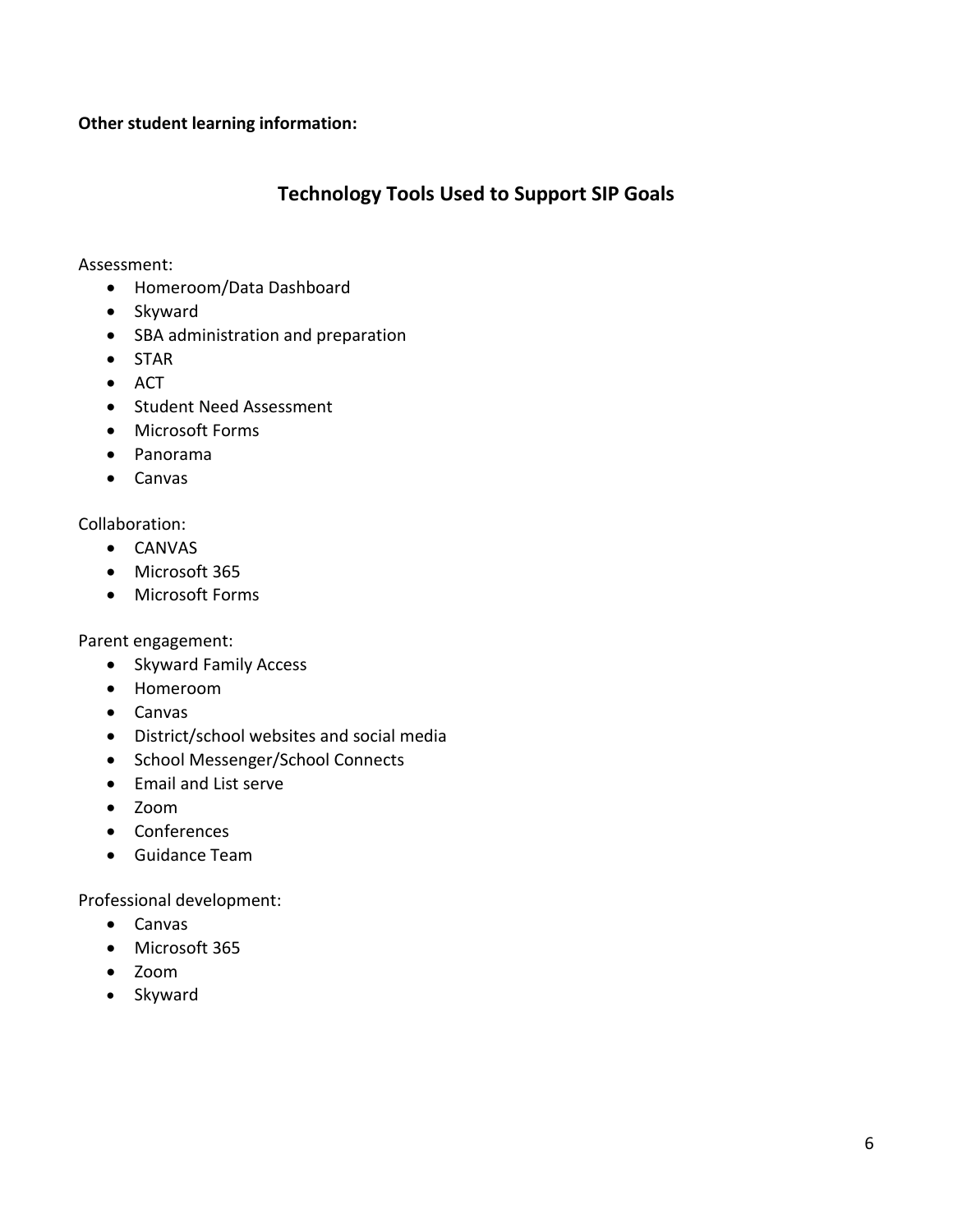**Other student learning information:**

## Technology Tools Used to Support SIP Goals

Assessment:

- Homeroom/Data Dashboard
- Skyward
- SBA administration and preparation
- STAR
- ACT
- Student Need Assessment
- Microsoft Forms
- Panorama
- Canvas

Collaboration:

- CANVAS
- Microsoft 365
- Microsoft Forms

Parent engagement:

- Skyward Family Access
- Homeroom
- Canvas
- District/school websites and social media
- School Messenger/School Connects
- Email and List serve
- Zoom
- Conferences
- Guidance Team

Professional development:

- Canvas
- Microsoft 365
- Zoom
- Skyward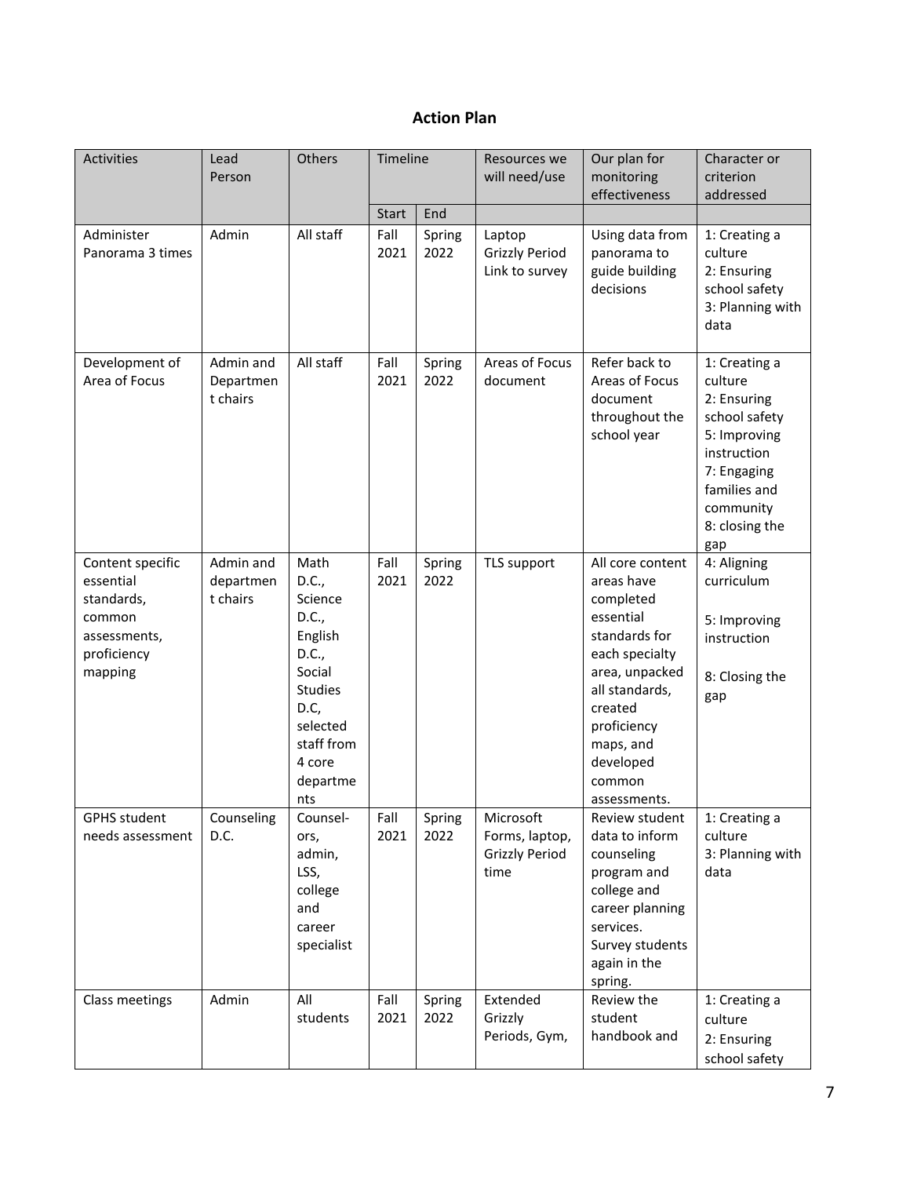## Action Plan

| Activities | Lead Person | Others | Timeline | | Resources we will need/use | Our plan for monitoring effectiveness | Character or criterion addressed |
|---|---|---|---|---|---|---|---|
| | | | Start | End | | | |
| Administer Panorama 3 times | Admin | All staff | Fall 2021 | Spring 2022 | Laptop Grizzly Period Link to survey | Using data from panorama to guide building decisions | 1: Creating a culture 2: Ensuring school safety 3: Planning with data |
| Development of Area of Focus | Admin and Department chairs | All staff | Fall 2021 | Spring 2022 | Areas of Focus document | Refer back to Areas of Focus document throughout the school year | 1: Creating a culture 2: Ensuring school safety 5: Improving instruction 7: Engaging families and community 8: closing the gap |
| Content specific essential standards, common assessments, proficiency mapping | Admin and department chairs | Math D.C., Science D.C., English D.C., Social Studies D.C, selected staff from 4 core departments | Fall 2021 | Spring 2022 | TLS support | All core content areas have completed essential standards for each specialty area, unpacked all standards, created proficiency maps, and developed common assessments. | 4: Aligning curriculum 5: Improving instruction 8: Closing the gap |
| GPHS student needs assessment | Counseling D.C. | Counselors, admin, LSS, college and career specialist | Fall 2021 | Spring 2022 | Microsoft Forms, laptop, Grizzly Period time | Review student data to inform counseling program and college and career planning services. Survey students again in the spring. | 1: Creating a culture 3: Planning with data |
| Class meetings | Admin | All students | Fall 2021 | Spring 2022 | Extended Grizzly Periods, Gym, | Review the student handbook and | 1: Creating a culture 2: Ensuring school safety |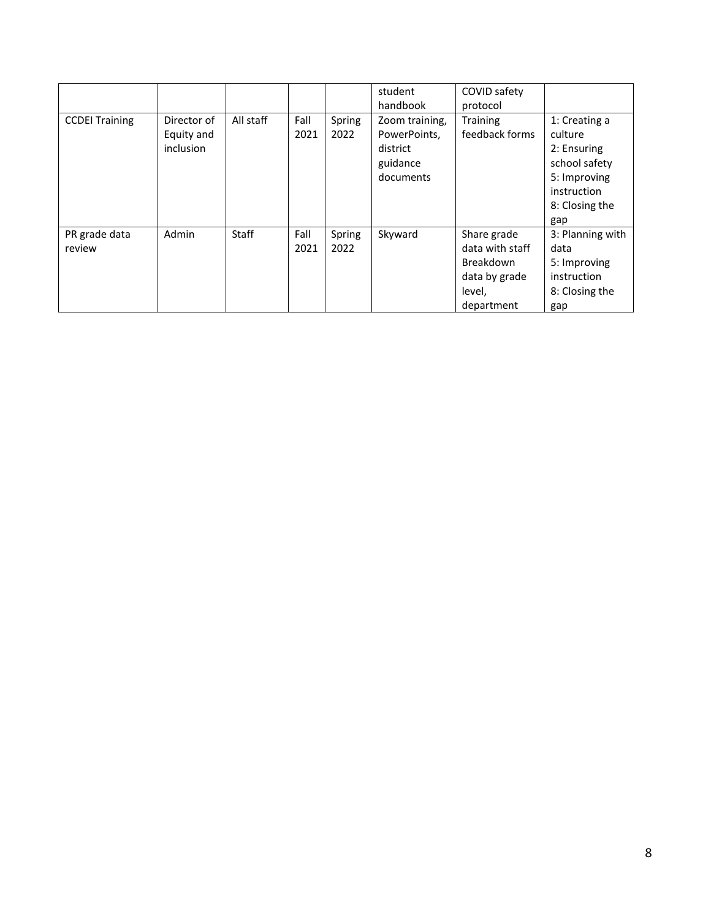| | | | | | | | |
|---|---|---|---|---|---|---|---|
| | | | | | student handbook | COVID safety protocol | |
| CCDEI Training | Director of Equity and inclusion | All staff | Fall 2021 | Spring 2022 | Zoom training, PowerPoints, district guidance documents | Training feedback forms | 1: Creating a culture<br>2: Ensuring school safety<br>5: Improving instruction<br>8: Closing the gap |
| PR grade data review | Admin | Staff | Fall 2021 | Spring 2022 | Skyward | Share grade data with staff<br>Breakdown data by grade level, department | 3: Planning with data<br>5: Improving instruction<br>8: Closing the gap |